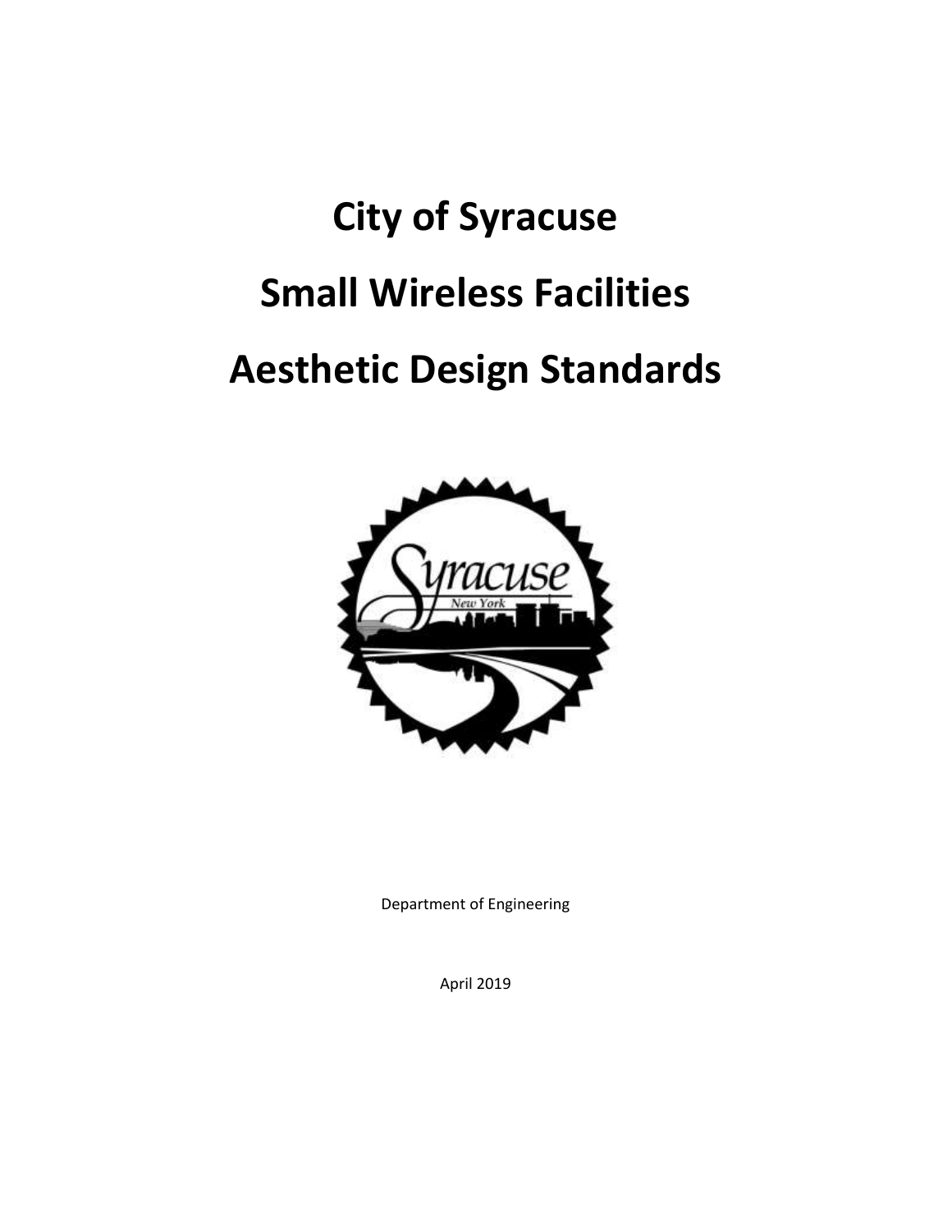# City of Syracuse

# Small Wireless Facilities

# Aesthetic Design Standards

Department of Engineering

April 2019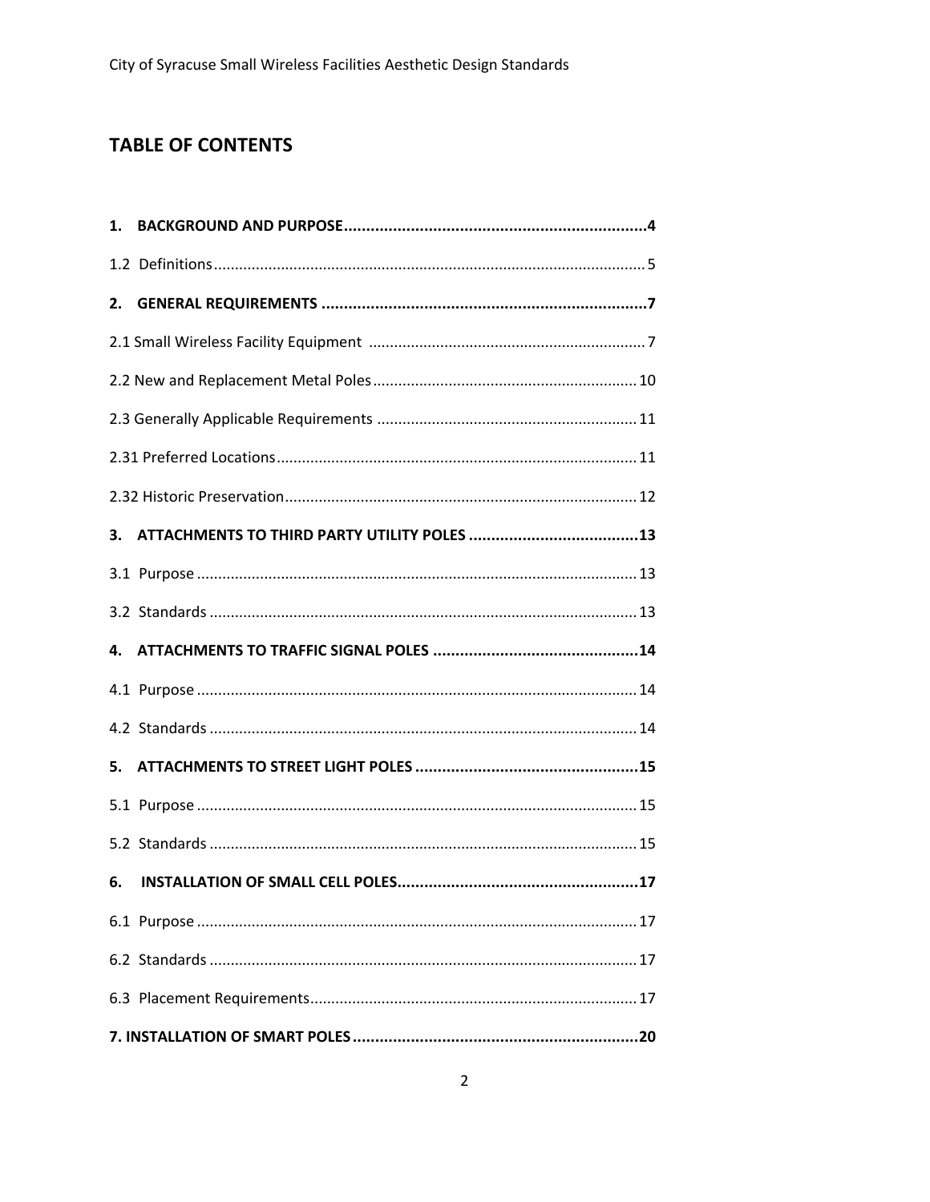## TABLE OF CONTENTS

**1. BACKGROUND AND PURPOSE....................................................................4**

1.2 Definitions......................................................................................................5

**2. GENERAL REQUIREMENTS .........................................................................7**

2.1 Small Wireless Facility Equipment ..................................................................7

2.2 New and Replacement Metal Poles..............................................................10

2.3 Generally Applicable Requirements .............................................................11

2.31 Preferred Locations.....................................................................................11

2.32 Historic Preservation...................................................................................12

**3. ATTACHMENTS TO THIRD PARTY UTILITY POLES ......................................13**

3.1 Purpose ........................................................................................................13

3.2 Standards .....................................................................................................13

**4. ATTACHMENTS TO TRAFFIC SIGNAL POLES ..............................................14**

4.1 Purpose ........................................................................................................14

4.2 Standards .....................................................................................................14

**5. ATTACHMENTS TO STREET LIGHT POLES ..................................................15**

5.1 Purpose ........................................................................................................15

5.2 Standards .....................................................................................................15

**6. INSTALLATION OF SMALL CELL POLES......................................................17**

6.1 Purpose ........................................................................................................17

6.2 Standards .....................................................................................................17

6.3 Placement Requirements.............................................................................17

**7. INSTALLATION OF SMART POLES ................................................................20**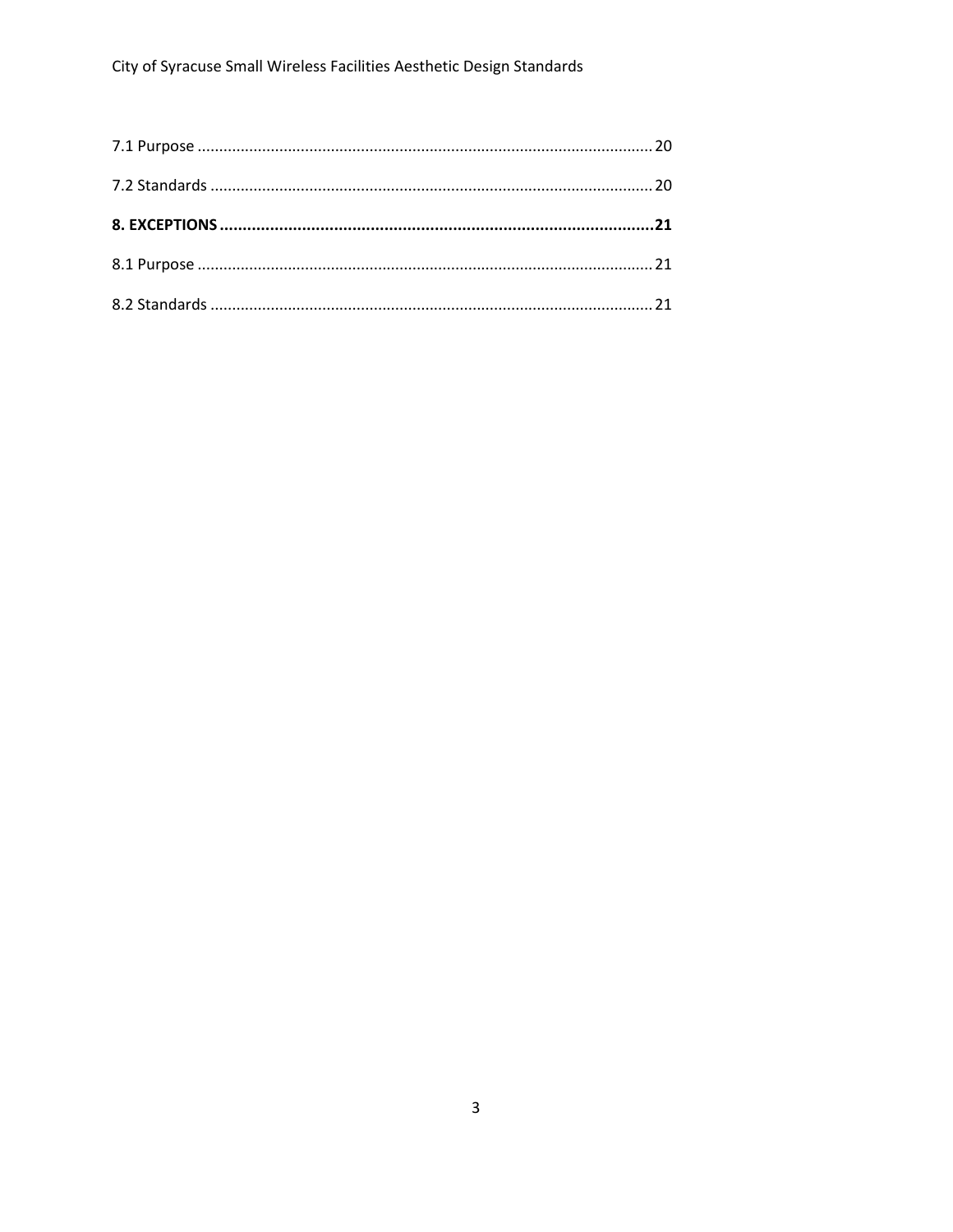7.1 Purpose ........................................................................................................ 20

7.2 Standards ..................................................................................................... 20

**8. EXCEPTIONS ............................................................................................... 21**

8.1 Purpose ........................................................................................................ 21

8.2 Standards ..................................................................................................... 21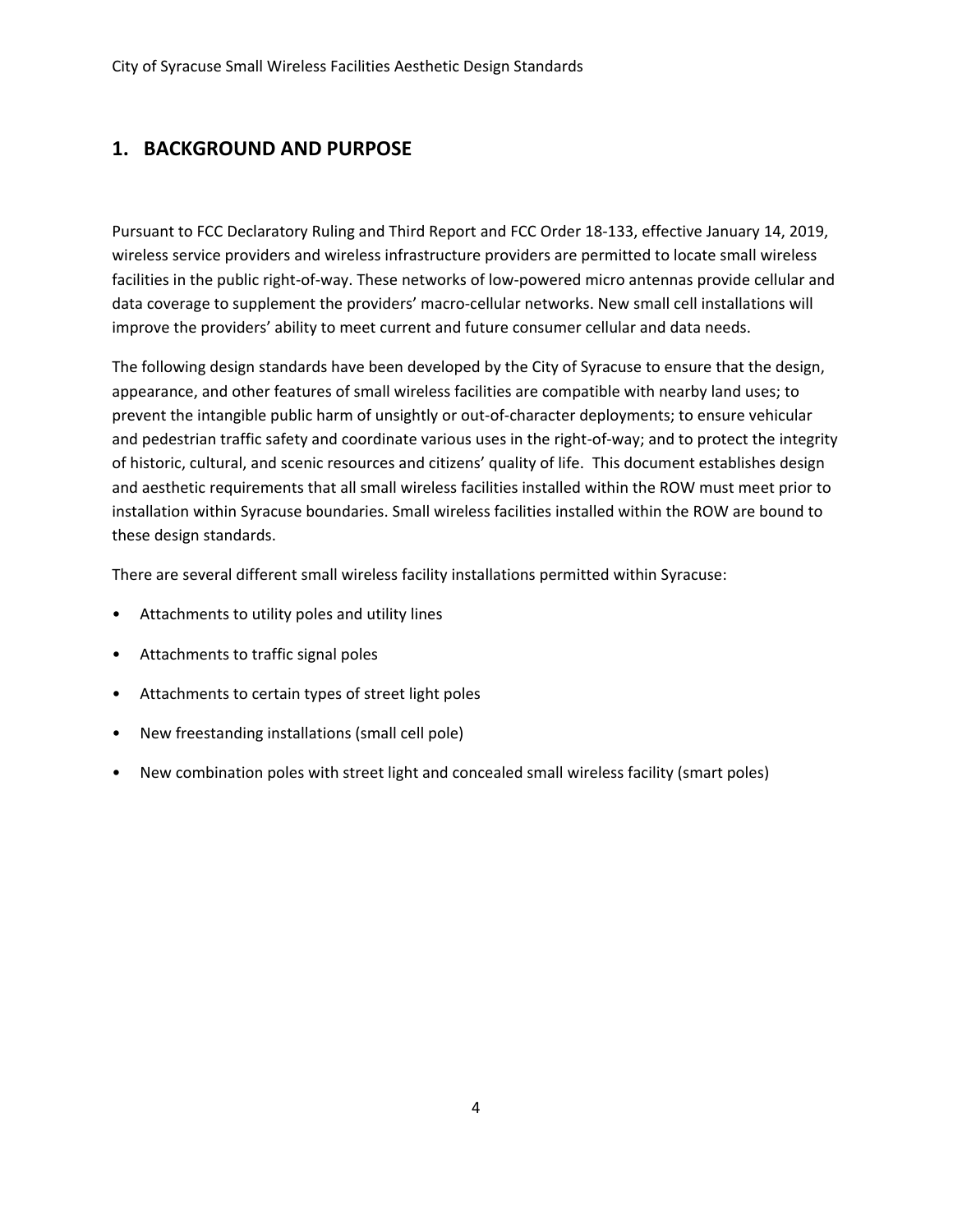## 1. BACKGROUND AND PURPOSE

Pursuant to FCC Declaratory Ruling and Third Report and FCC Order 18-133, effective January 14, 2019, wireless service providers and wireless infrastructure providers are permitted to locate small wireless facilities in the public right-of-way. These networks of low-powered micro antennas provide cellular and data coverage to supplement the providers' macro-cellular networks. New small cell installations will improve the providers' ability to meet current and future consumer cellular and data needs.

The following design standards have been developed by the City of Syracuse to ensure that the design, appearance, and other features of small wireless facilities are compatible with nearby land uses; to prevent the intangible public harm of unsightly or out-of-character deployments; to ensure vehicular and pedestrian traffic safety and coordinate various uses in the right-of-way; and to protect the integrity of historic, cultural, and scenic resources and citizens' quality of life. This document establishes design and aesthetic requirements that all small wireless facilities installed within the ROW must meet prior to installation within Syracuse boundaries. Small wireless facilities installed within the ROW are bound to these design standards.

There are several different small wireless facility installations permitted within Syracuse:

- Attachments to utility poles and utility lines
- Attachments to traffic signal poles
- Attachments to certain types of street light poles
- New freestanding installations (small cell pole)
- New combination poles with street light and concealed small wireless facility (smart poles)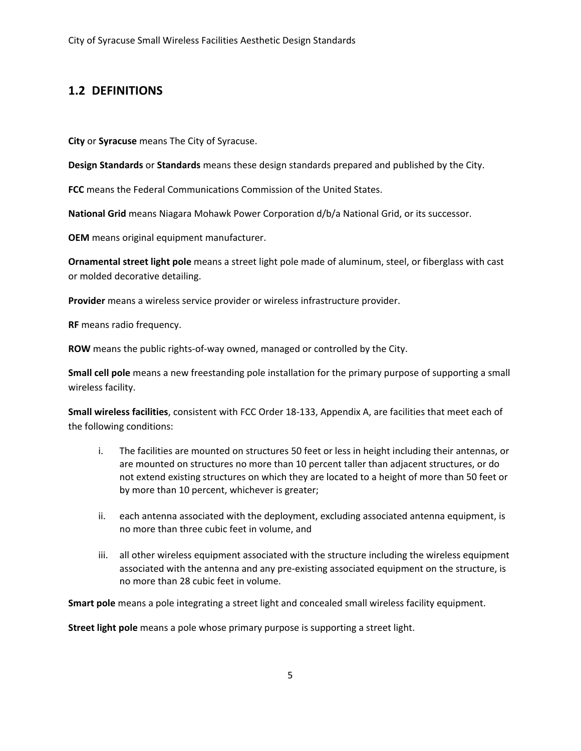## 1.2 DEFINITIONS

**City** or **Syracuse** means The City of Syracuse.

**Design Standards** or **Standards** means these design standards prepared and published by the City.

**FCC** means the Federal Communications Commission of the United States.

**National Grid** means Niagara Mohawk Power Corporation d/b/a National Grid, or its successor.

**OEM** means original equipment manufacturer.

**Ornamental street light pole** means a street light pole made of aluminum, steel, or fiberglass with cast or molded decorative detailing.

**Provider** means a wireless service provider or wireless infrastructure provider.

**RF** means radio frequency.

**ROW** means the public rights-of-way owned, managed or controlled by the City.

**Small cell pole** means a new freestanding pole installation for the primary purpose of supporting a small wireless facility.

**Small wireless facilities**, consistent with FCC Order 18-133, Appendix A, are facilities that meet each of the following conditions:

i. The facilities are mounted on structures 50 feet or less in height including their antennas, or are mounted on structures no more than 10 percent taller than adjacent structures, or do not extend existing structures on which they are located to a height of more than 50 feet or by more than 10 percent, whichever is greater;

ii. each antenna associated with the deployment, excluding associated antenna equipment, is no more than three cubic feet in volume, and

iii. all other wireless equipment associated with the structure including the wireless equipment associated with the antenna and any pre-existing associated equipment on the structure, is no more than 28 cubic feet in volume.

**Smart pole** means a pole integrating a street light and concealed small wireless facility equipment.

**Street light pole** means a pole whose primary purpose is supporting a street light.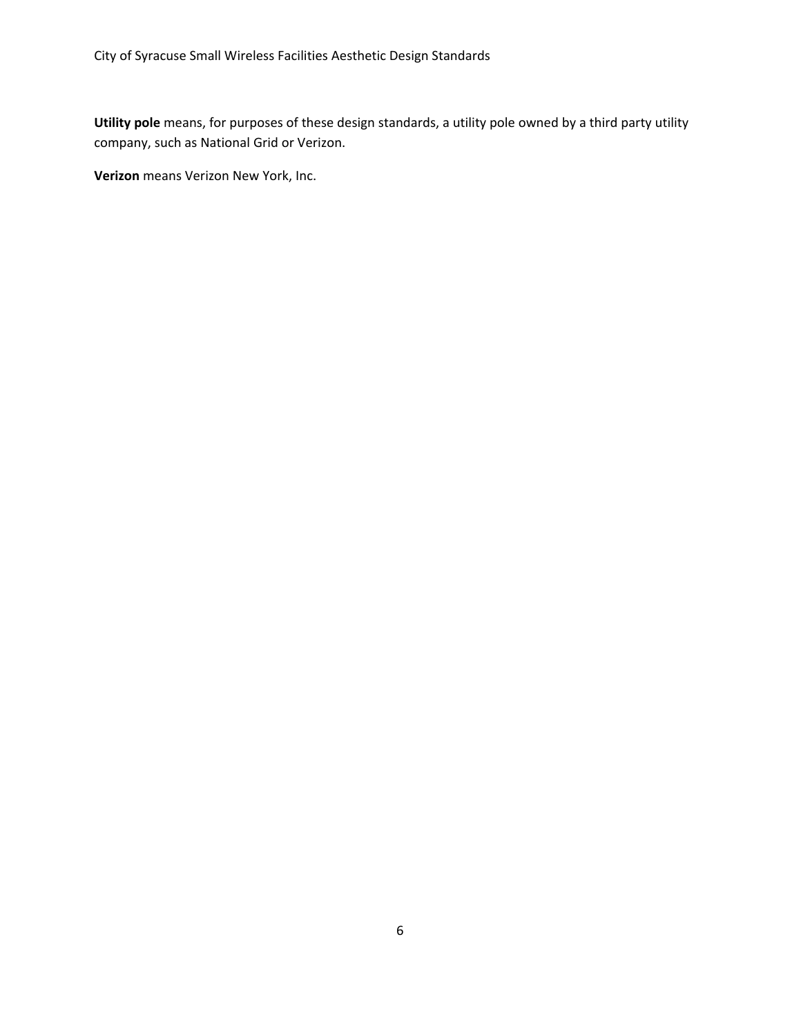**Utility pole** means, for purposes of these design standards, a utility pole owned by a third party utility company, such as National Grid or Verizon.

**Verizon** means Verizon New York, Inc.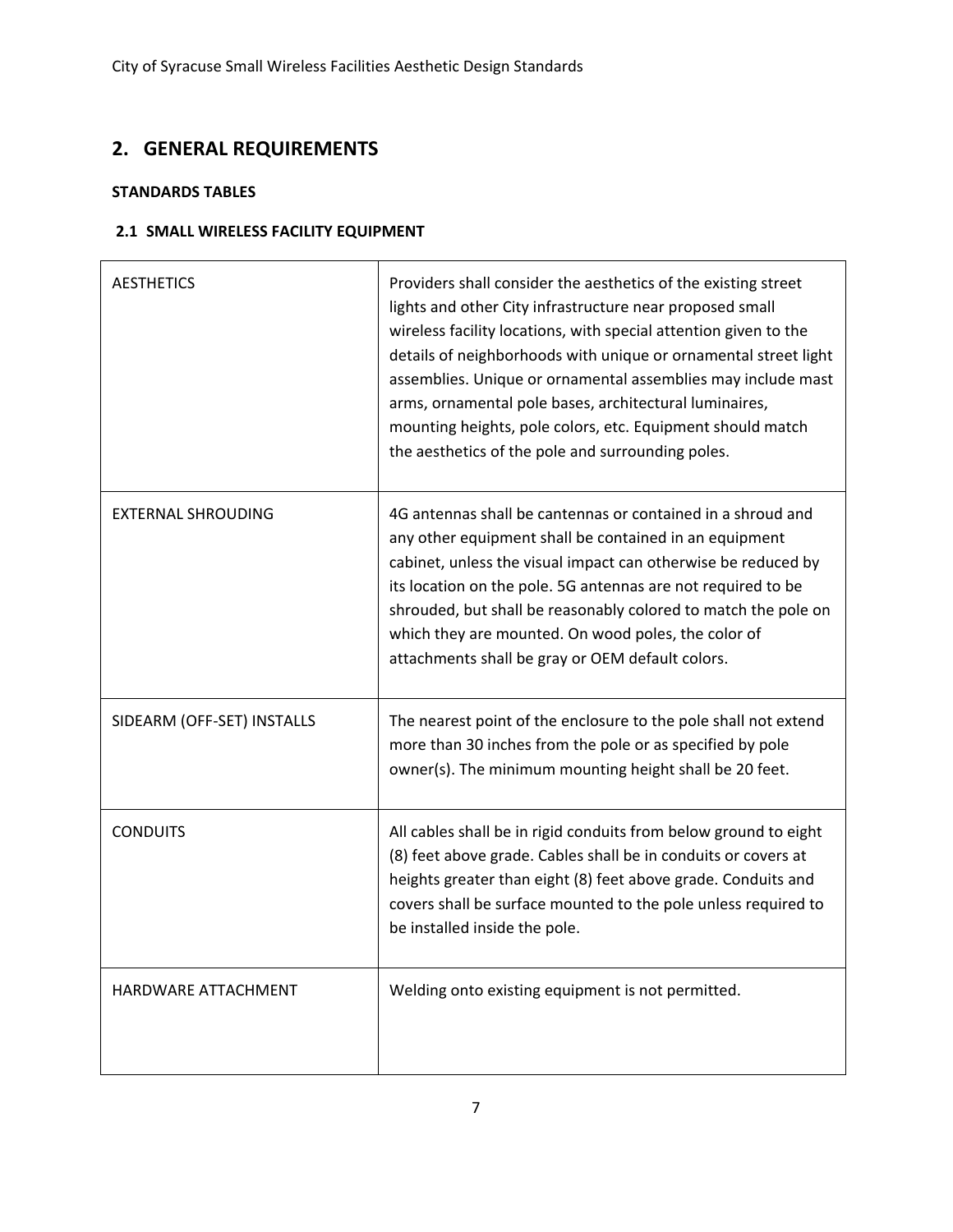## 2. GENERAL REQUIREMENTS

**STANDARDS TABLES**

**2.1 SMALL WIRELESS FACILITY EQUIPMENT**

| | |
|---|---|
| AESTHETICS | Providers shall consider the aesthetics of the existing street lights and other City infrastructure near proposed small wireless facility locations, with special attention given to the details of neighborhoods with unique or ornamental street light assemblies. Unique or ornamental assemblies may include mast arms, ornamental pole bases, architectural luminaires, mounting heights, pole colors, etc. Equipment should match the aesthetics of the pole and surrounding poles. |
| EXTERNAL SHROUDING | 4G antennas shall be cantennas or contained in a shroud and any other equipment shall be contained in an equipment cabinet, unless the visual impact can otherwise be reduced by its location on the pole. 5G antennas are not required to be shrouded, but shall be reasonably colored to match the pole on which they are mounted. On wood poles, the color of attachments shall be gray or OEM default colors. |
| SIDEARM (OFF-SET) INSTALLS | The nearest point of the enclosure to the pole shall not extend more than 30 inches from the pole or as specified by pole owner(s). The minimum mounting height shall be 20 feet. |
| CONDUITS | All cables shall be in rigid conduits from below ground to eight (8) feet above grade. Cables shall be in conduits or covers at heights greater than eight (8) feet above grade. Conduits and covers shall be surface mounted to the pole unless required to be installed inside the pole. |
| HARDWARE ATTACHMENT | Welding onto existing equipment is not permitted. |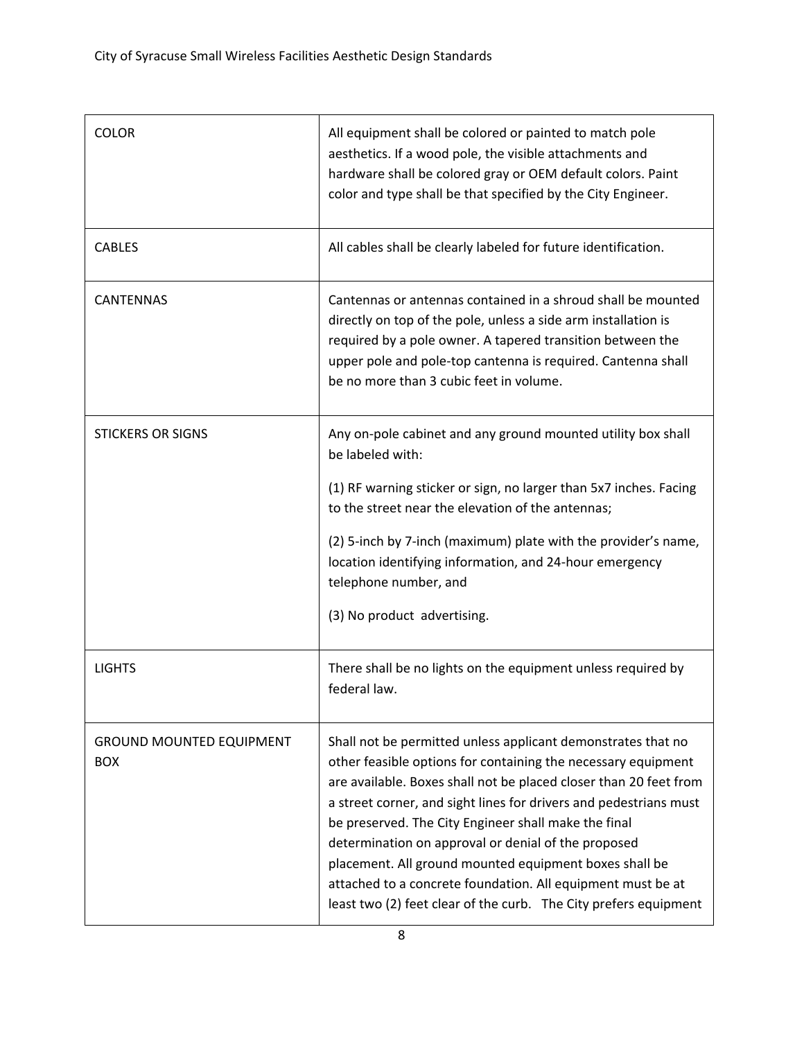| | |
|---|---|
| COLOR | All equipment shall be colored or painted to match pole aesthetics. If a wood pole, the visible attachments and hardware shall be colored gray or OEM default colors. Paint color and type shall be that specified by the City Engineer. |
| CABLES | All cables shall be clearly labeled for future identification. |
| CANTENNAS | Cantennas or antennas contained in a shroud shall be mounted directly on top of the pole, unless a side arm installation is required by a pole owner. A tapered transition between the upper pole and pole-top cantenna is required. Cantenna shall be no more than 3 cubic feet in volume. |
| STICKERS OR SIGNS | Any on-pole cabinet and any ground mounted utility box shall be labeled with:<br><br>(1) RF warning sticker or sign, no larger than 5x7 inches. Facing to the street near the elevation of the antennas;<br><br>(2) 5-inch by 7-inch (maximum) plate with the provider's name, location identifying information, and 24-hour emergency telephone number, and<br><br>(3) No product advertising. |
| LIGHTS | There shall be no lights on the equipment unless required by federal law. |
| GROUND MOUNTED EQUIPMENT BOX | Shall not be permitted unless applicant demonstrates that no other feasible options for containing the necessary equipment are available. Boxes shall not be placed closer than 20 feet from a street corner, and sight lines for drivers and pedestrians must be preserved. The City Engineer shall make the final determination on approval or denial of the proposed placement. All ground mounted equipment boxes shall be attached to a concrete foundation. All equipment must be at least two (2) feet clear of the curb. The City prefers equipment |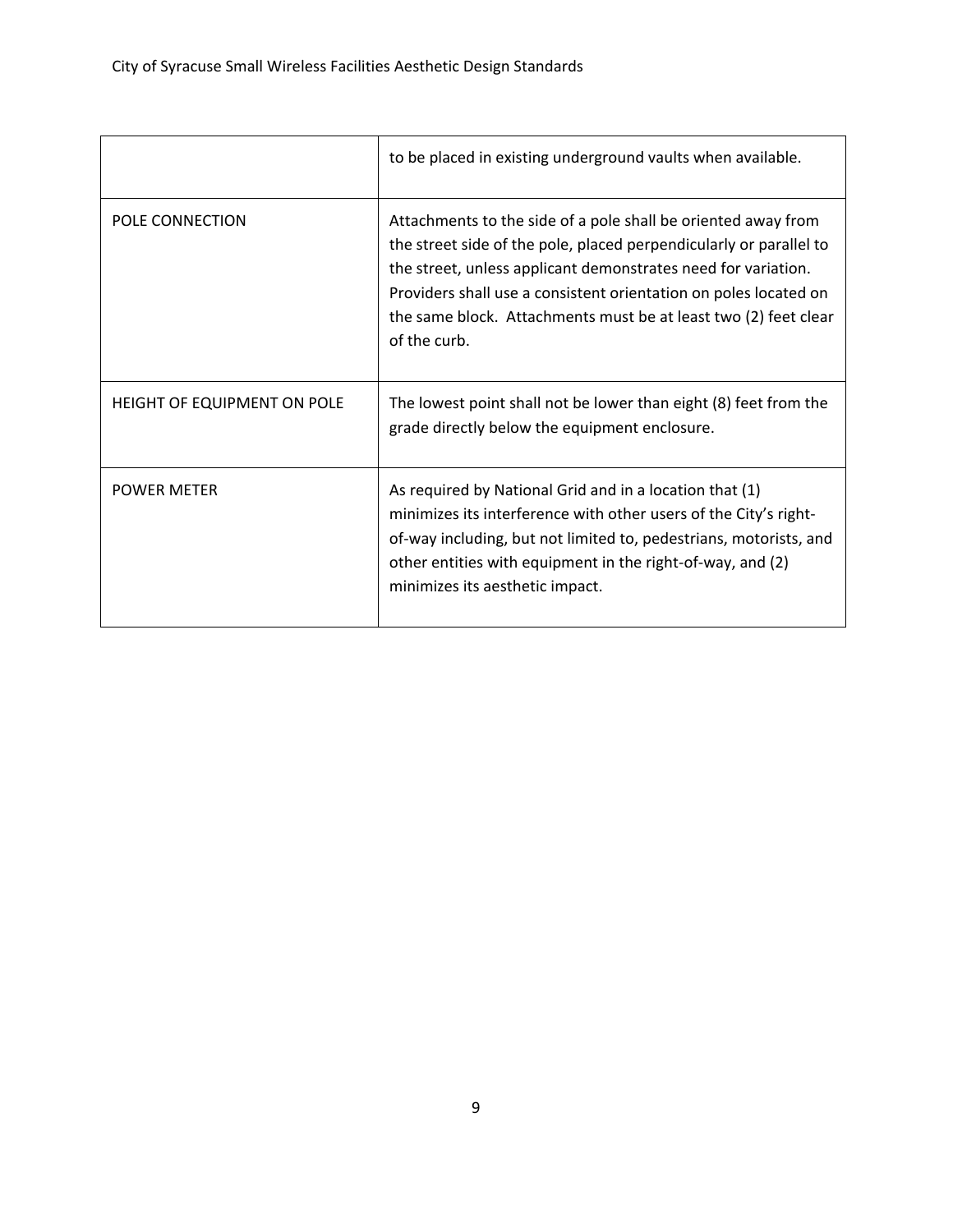| | |
|---|---|
| | to be placed in existing underground vaults when available. |
| POLE CONNECTION | Attachments to the side of a pole shall be oriented away from the street side of the pole, placed perpendicularly or parallel to the street, unless applicant demonstrates need for variation. Providers shall use a consistent orientation on poles located on the same block. Attachments must be at least two (2) feet clear of the curb. |
| HEIGHT OF EQUIPMENT ON POLE | The lowest point shall not be lower than eight (8) feet from the grade directly below the equipment enclosure. |
| POWER METER | As required by National Grid and in a location that (1) minimizes its interference with other users of the City's right-of-way including, but not limited to, pedestrians, motorists, and other entities with equipment in the right-of-way, and (2) minimizes its aesthetic impact. |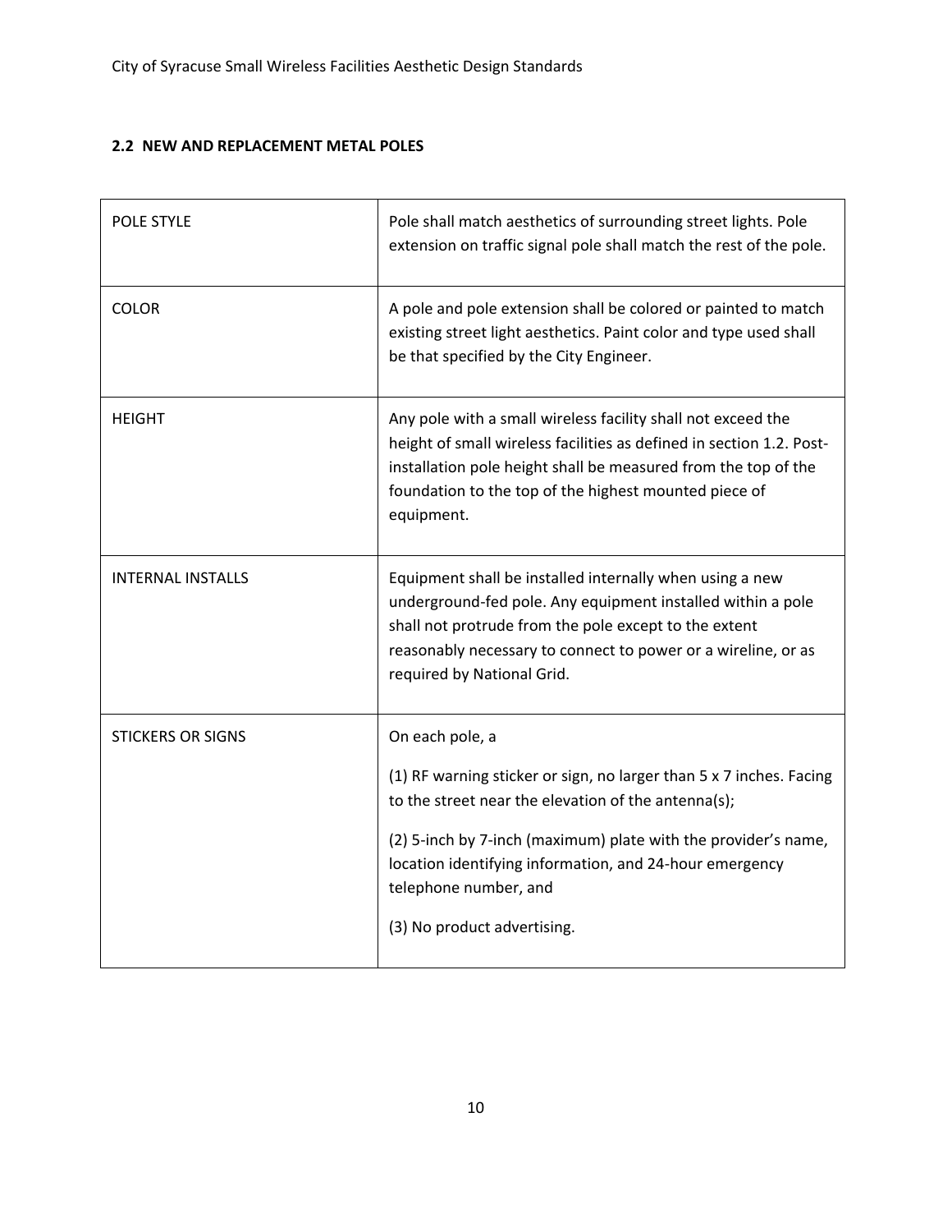## 2.2 NEW AND REPLACEMENT METAL POLES

| | |
|---|---|
| POLE STYLE | Pole shall match aesthetics of surrounding street lights. Pole extension on traffic signal pole shall match the rest of the pole. |
| COLOR | A pole and pole extension shall be colored or painted to match existing street light aesthetics. Paint color and type used shall be that specified by the City Engineer. |
| HEIGHT | Any pole with a small wireless facility shall not exceed the height of small wireless facilities as defined in section 1.2. Post-installation pole height shall be measured from the top of the foundation to the top of the highest mounted piece of equipment. |
| INTERNAL INSTALLS | Equipment shall be installed internally when using a new underground-fed pole. Any equipment installed within a pole shall not protrude from the pole except to the extent reasonably necessary to connect to power or a wireline, or as required by National Grid. |
| STICKERS OR SIGNS | On each pole, a<br><br>(1) RF warning sticker or sign, no larger than 5 x 7 inches. Facing to the street near the elevation of the antenna(s);<br><br>(2) 5-inch by 7-inch (maximum) plate with the provider's name, location identifying information, and 24-hour emergency telephone number, and<br><br>(3) No product advertising. |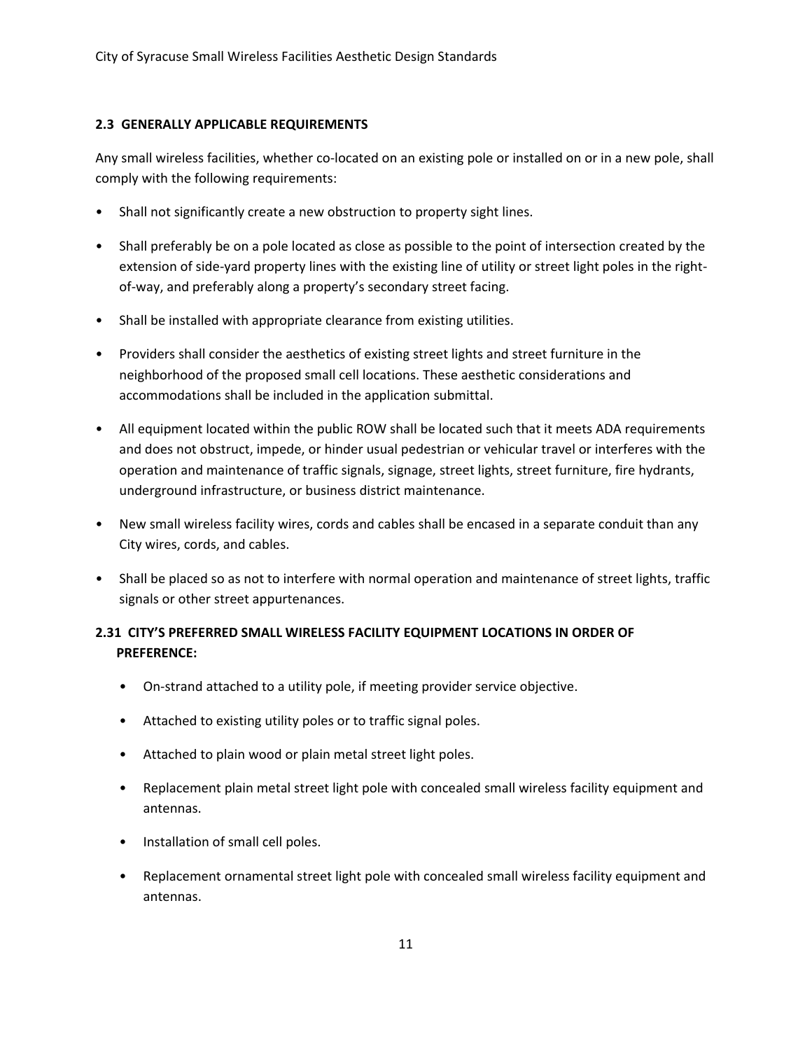## 2.3 GENERALLY APPLICABLE REQUIREMENTS

Any small wireless facilities, whether co-located on an existing pole or installed on or in a new pole, shall comply with the following requirements:

- Shall not significantly create a new obstruction to property sight lines.
- Shall preferably be on a pole located as close as possible to the point of intersection created by the extension of side-yard property lines with the existing line of utility or street light poles in the right-of-way, and preferably along a property's secondary street facing.
- Shall be installed with appropriate clearance from existing utilities.
- Providers shall consider the aesthetics of existing street lights and street furniture in the neighborhood of the proposed small cell locations. These aesthetic considerations and accommodations shall be included in the application submittal.
- All equipment located within the public ROW shall be located such that it meets ADA requirements and does not obstruct, impede, or hinder usual pedestrian or vehicular travel or interferes with the operation and maintenance of traffic signals, signage, street lights, street furniture, fire hydrants, underground infrastructure, or business district maintenance.
- New small wireless facility wires, cords and cables shall be encased in a separate conduit than any City wires, cords, and cables.
- Shall be placed so as not to interfere with normal operation and maintenance of street lights, traffic signals or other street appurtenances.

### 2.31 CITY'S PREFERRED SMALL WIRELESS FACILITY EQUIPMENT LOCATIONS IN ORDER OF PREFERENCE:

- On-strand attached to a utility pole, if meeting provider service objective.
- Attached to existing utility poles or to traffic signal poles.
- Attached to plain wood or plain metal street light poles.
- Replacement plain metal street light pole with concealed small wireless facility equipment and antennas.
- Installation of small cell poles.
- Replacement ornamental street light pole with concealed small wireless facility equipment and antennas.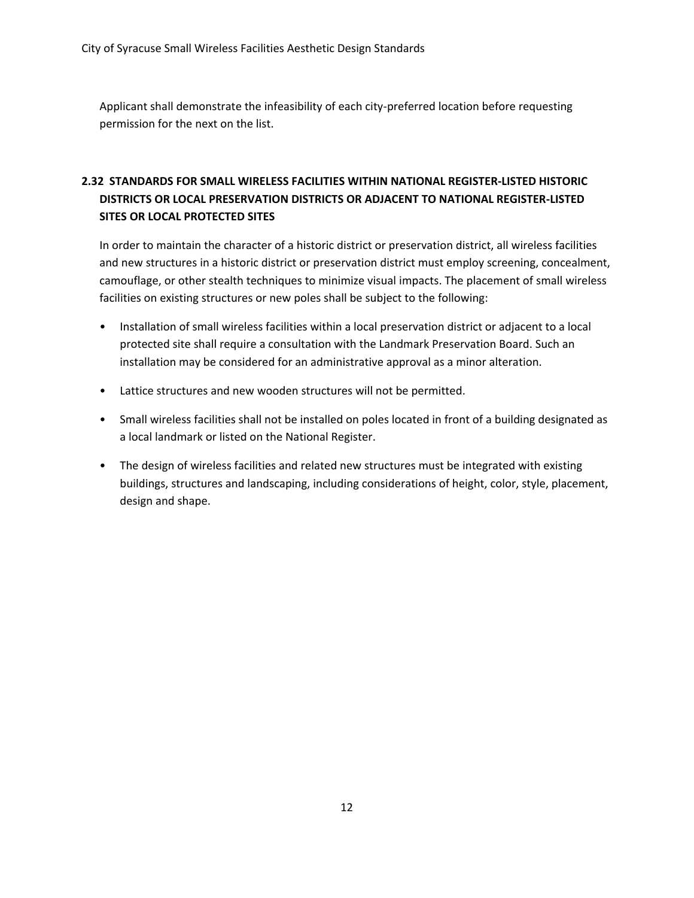Applicant shall demonstrate the infeasibility of each city-preferred location before requesting permission for the next on the list.

## 2.32 STANDARDS FOR SMALL WIRELESS FACILITIES WITHIN NATIONAL REGISTER-LISTED HISTORIC DISTRICTS OR LOCAL PRESERVATION DISTRICTS OR ADJACENT TO NATIONAL REGISTER-LISTED SITES OR LOCAL PROTECTED SITES

In order to maintain the character of a historic district or preservation district, all wireless facilities and new structures in a historic district or preservation district must employ screening, concealment, camouflage, or other stealth techniques to minimize visual impacts. The placement of small wireless facilities on existing structures or new poles shall be subject to the following:

- Installation of small wireless facilities within a local preservation district or adjacent to a local protected site shall require a consultation with the Landmark Preservation Board. Such an installation may be considered for an administrative approval as a minor alteration.
- Lattice structures and new wooden structures will not be permitted.
- Small wireless facilities shall not be installed on poles located in front of a building designated as a local landmark or listed on the National Register.
- The design of wireless facilities and related new structures must be integrated with existing buildings, structures and landscaping, including considerations of height, color, style, placement, design and shape.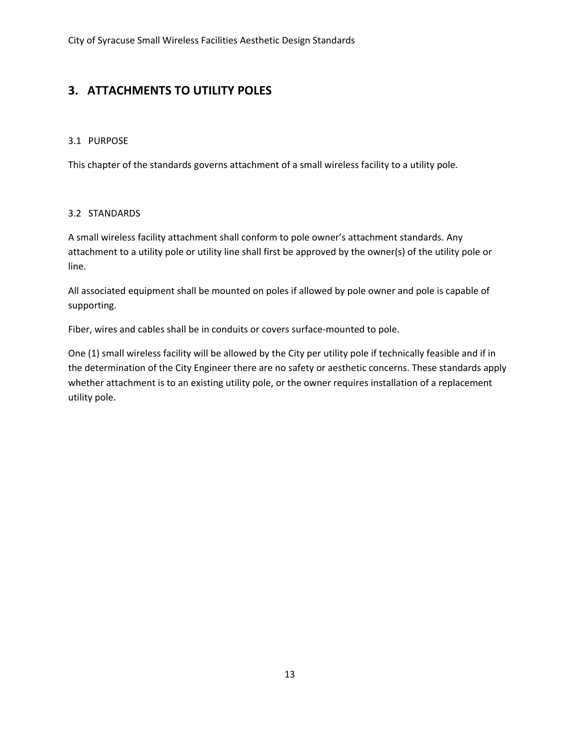# 3. ATTACHMENTS TO UTILITY POLES

## 3.1 PURPOSE

This chapter of the standards governs attachment of a small wireless facility to a utility pole.

## 3.2 STANDARDS

A small wireless facility attachment shall conform to pole owner's attachment standards. Any attachment to a utility pole or utility line shall first be approved by the owner(s) of the utility pole or line.

All associated equipment shall be mounted on poles if allowed by pole owner and pole is capable of supporting.

Fiber, wires and cables shall be in conduits or covers surface-mounted to pole.

One (1) small wireless facility will be allowed by the City per utility pole if technically feasible and if in the determination of the City Engineer there are no safety or aesthetic concerns. These standards apply whether attachment is to an existing utility pole, or the owner requires installation of a replacement utility pole.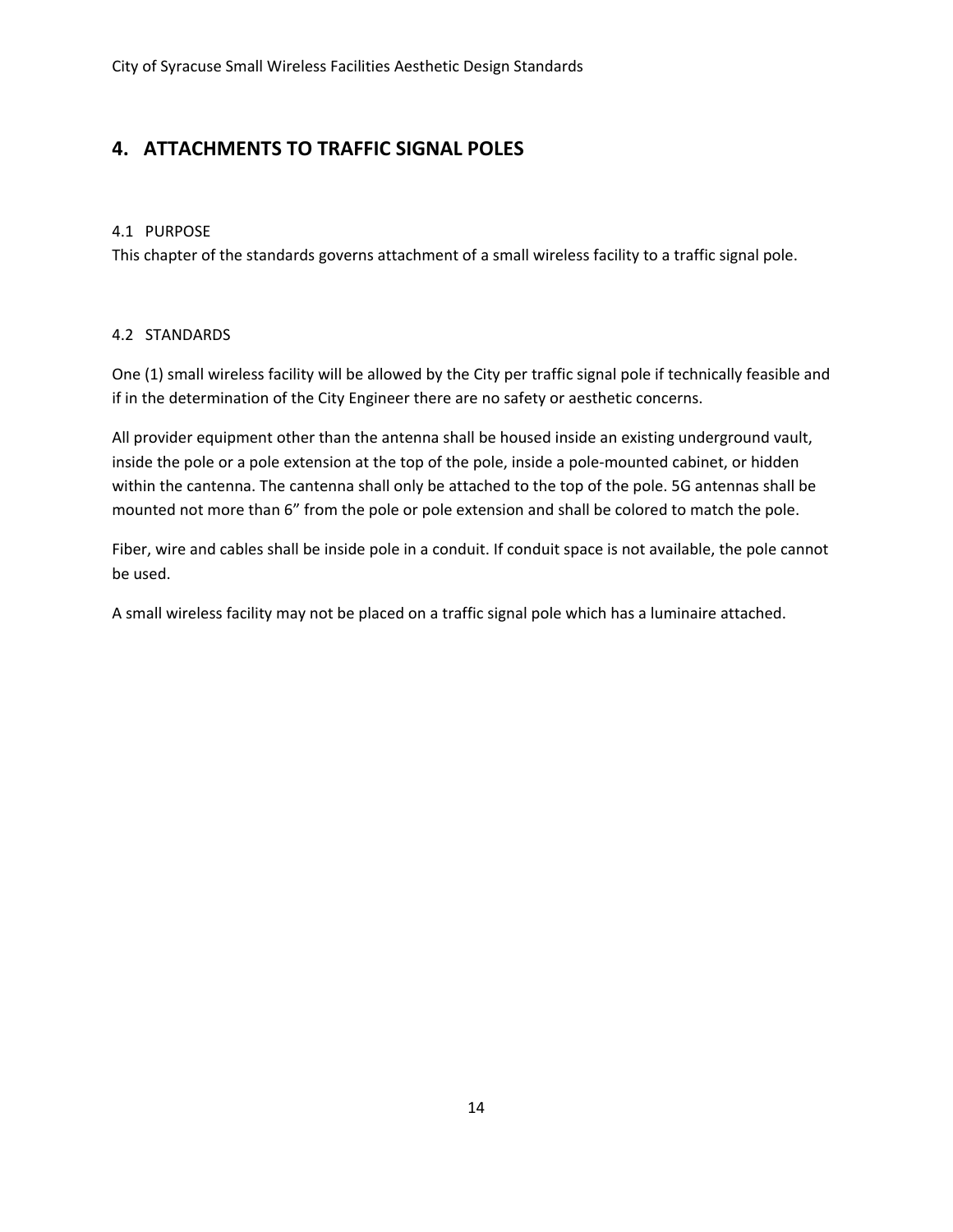## 4. ATTACHMENTS TO TRAFFIC SIGNAL POLES

### 4.1 PURPOSE

This chapter of the standards governs attachment of a small wireless facility to a traffic signal pole.

### 4.2 STANDARDS

One (1) small wireless facility will be allowed by the City per traffic signal pole if technically feasible and if in the determination of the City Engineer there are no safety or aesthetic concerns.

All provider equipment other than the antenna shall be housed inside an existing underground vault, inside the pole or a pole extension at the top of the pole, inside a pole-mounted cabinet, or hidden within the cantenna. The cantenna shall only be attached to the top of the pole. 5G antennas shall be mounted not more than 6" from the pole or pole extension and shall be colored to match the pole.

Fiber, wire and cables shall be inside pole in a conduit. If conduit space is not available, the pole cannot be used.

A small wireless facility may not be placed on a traffic signal pole which has a luminaire attached.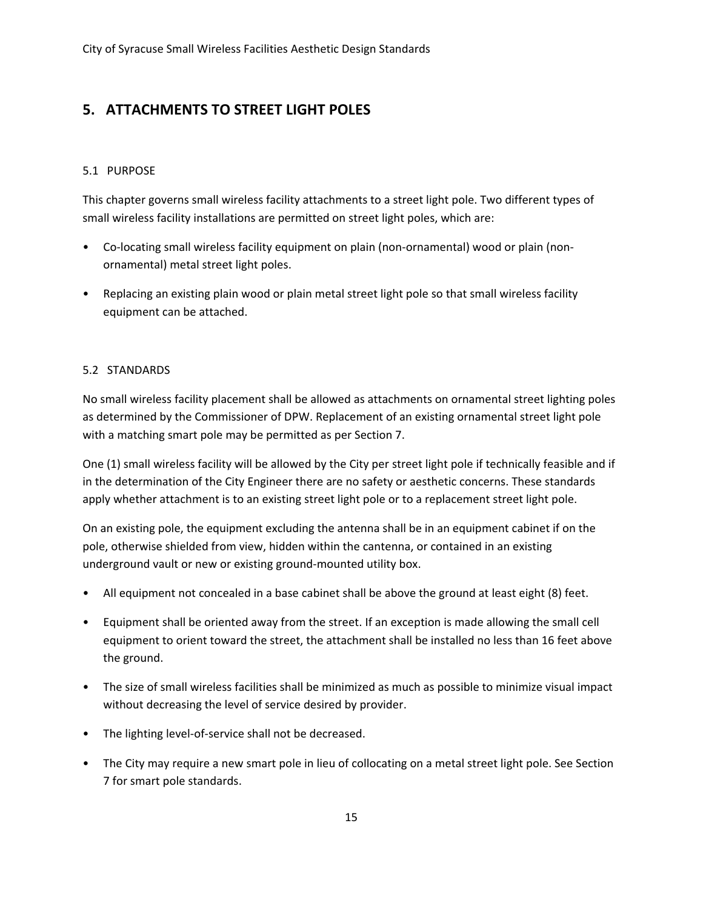# 5. ATTACHMENTS TO STREET LIGHT POLES

## 5.1 PURPOSE

This chapter governs small wireless facility attachments to a street light pole. Two different types of small wireless facility installations are permitted on street light poles, which are:

- Co-locating small wireless facility equipment on plain (non-ornamental) wood or plain (non-ornamental) metal street light poles.
- Replacing an existing plain wood or plain metal street light pole so that small wireless facility equipment can be attached.

## 5.2 STANDARDS

No small wireless facility placement shall be allowed as attachments on ornamental street lighting poles as determined by the Commissioner of DPW. Replacement of an existing ornamental street light pole with a matching smart pole may be permitted as per Section 7.

One (1) small wireless facility will be allowed by the City per street light pole if technically feasible and if in the determination of the City Engineer there are no safety or aesthetic concerns. These standards apply whether attachment is to an existing street light pole or to a replacement street light pole.

On an existing pole, the equipment excluding the antenna shall be in an equipment cabinet if on the pole, otherwise shielded from view, hidden within the cantenna, or contained in an existing underground vault or new or existing ground-mounted utility box.

- All equipment not concealed in a base cabinet shall be above the ground at least eight (8) feet.
- Equipment shall be oriented away from the street. If an exception is made allowing the small cell equipment to orient toward the street, the attachment shall be installed no less than 16 feet above the ground.
- The size of small wireless facilities shall be minimized as much as possible to minimize visual impact without decreasing the level of service desired by provider.
- The lighting level-of-service shall not be decreased.
- The City may require a new smart pole in lieu of collocating on a metal street light pole. See Section 7 for smart pole standards.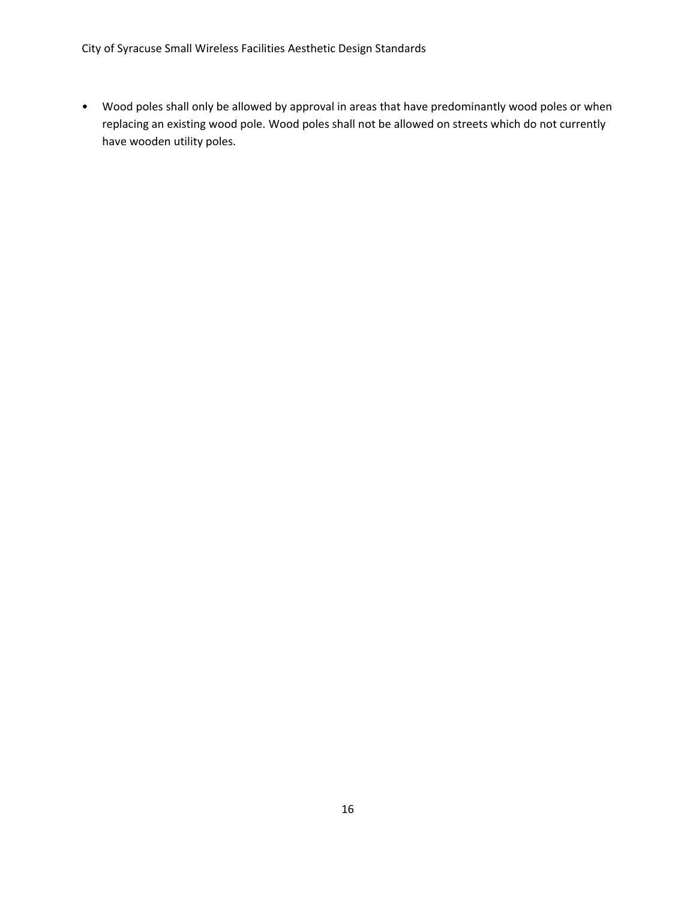- Wood poles shall only be allowed by approval in areas that have predominantly wood poles or when replacing an existing wood pole. Wood poles shall not be allowed on streets which do not currently have wooden utility poles.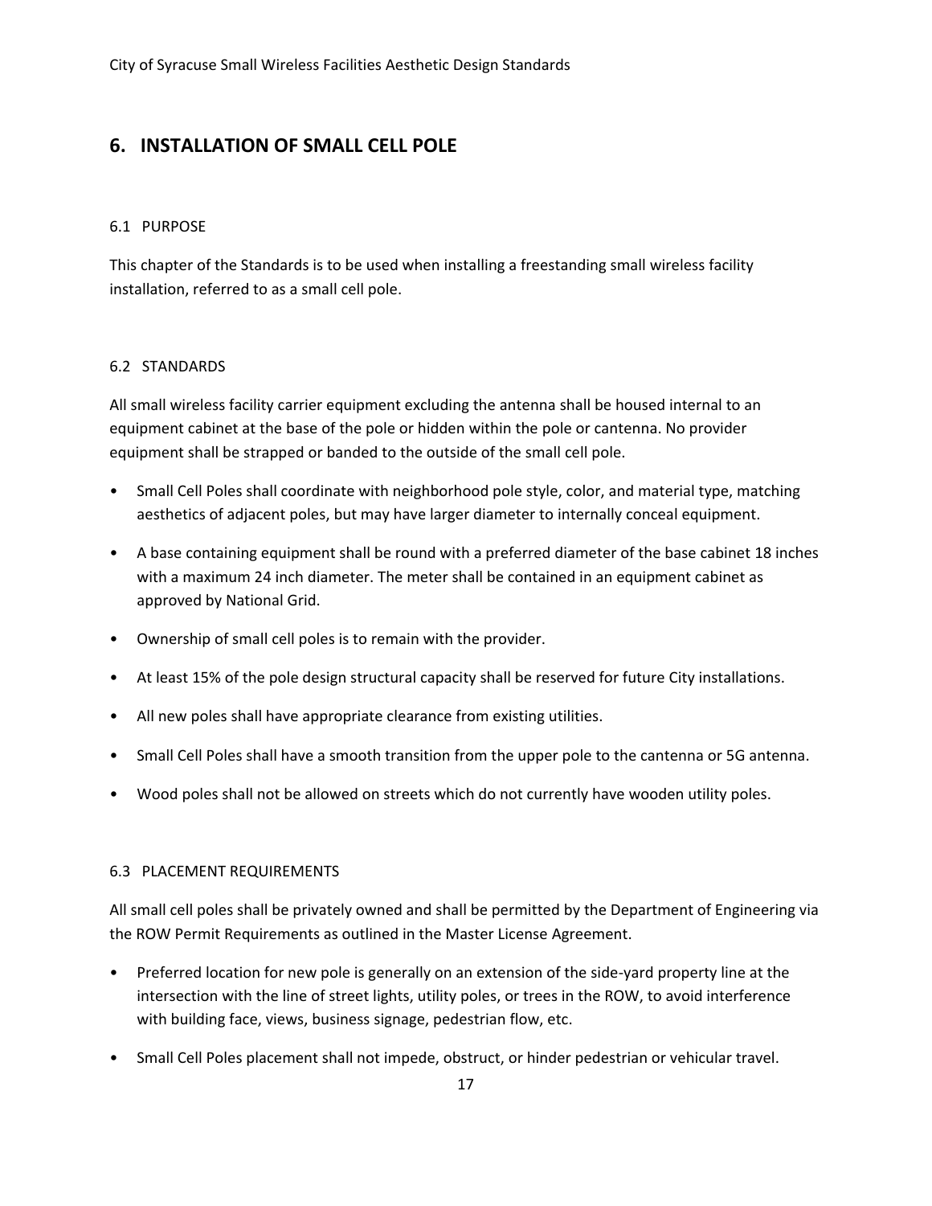## 6. INSTALLATION OF SMALL CELL POLE

### 6.1 PURPOSE

This chapter of the Standards is to be used when installing a freestanding small wireless facility installation, referred to as a small cell pole.

### 6.2 STANDARDS

All small wireless facility carrier equipment excluding the antenna shall be housed internal to an equipment cabinet at the base of the pole or hidden within the pole or cantenna. No provider equipment shall be strapped or banded to the outside of the small cell pole.

- Small Cell Poles shall coordinate with neighborhood pole style, color, and material type, matching aesthetics of adjacent poles, but may have larger diameter to internally conceal equipment.
- A base containing equipment shall be round with a preferred diameter of the base cabinet 18 inches with a maximum 24 inch diameter. The meter shall be contained in an equipment cabinet as approved by National Grid.
- Ownership of small cell poles is to remain with the provider.
- At least 15% of the pole design structural capacity shall be reserved for future City installations.
- All new poles shall have appropriate clearance from existing utilities.
- Small Cell Poles shall have a smooth transition from the upper pole to the cantenna or 5G antenna.
- Wood poles shall not be allowed on streets which do not currently have wooden utility poles.

### 6.3 PLACEMENT REQUIREMENTS

All small cell poles shall be privately owned and shall be permitted by the Department of Engineering via the ROW Permit Requirements as outlined in the Master License Agreement.

- Preferred location for new pole is generally on an extension of the side-yard property line at the intersection with the line of street lights, utility poles, or trees in the ROW, to avoid interference with building face, views, business signage, pedestrian flow, etc.
- Small Cell Poles placement shall not impede, obstruct, or hinder pedestrian or vehicular travel.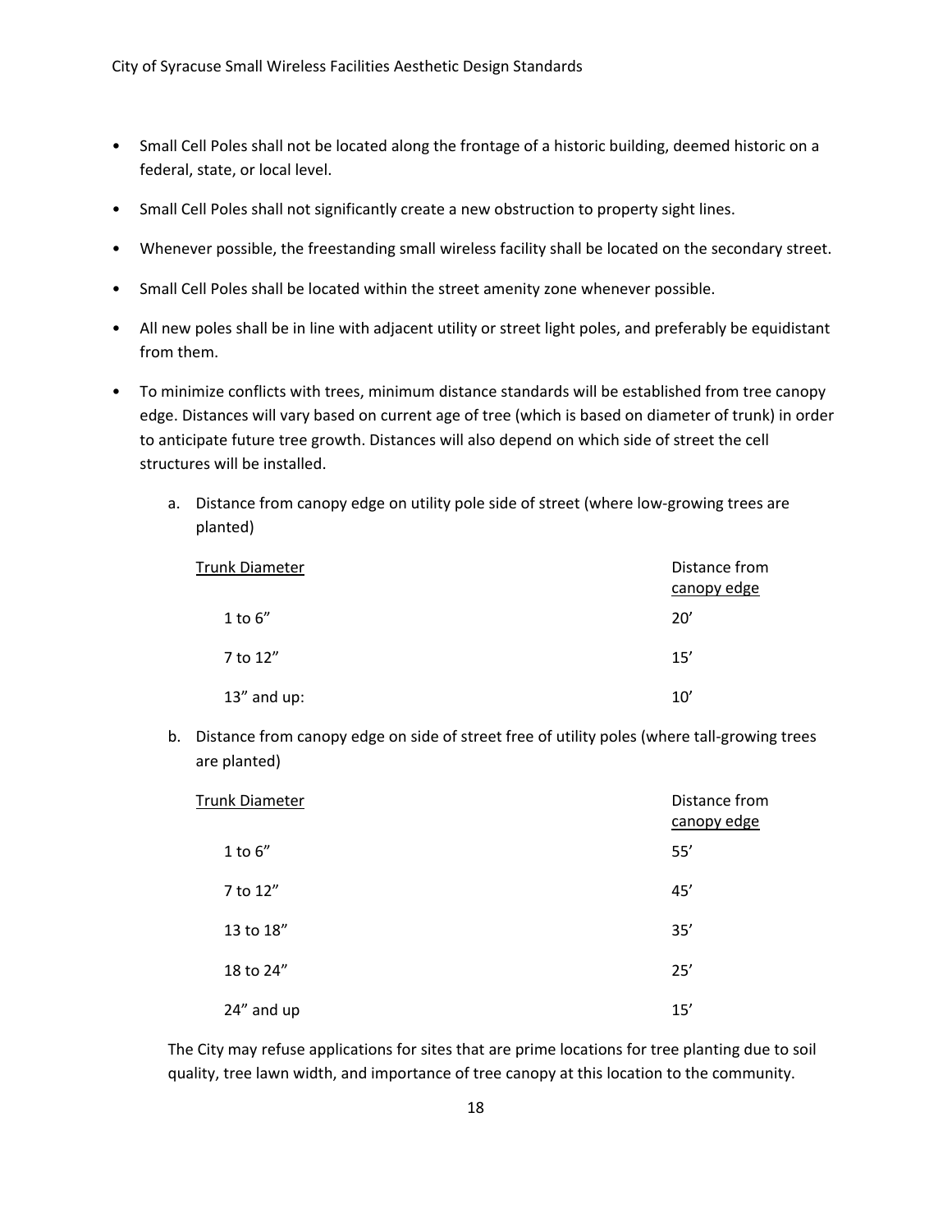- Small Cell Poles shall not be located along the frontage of a historic building, deemed historic on a federal, state, or local level.
- Small Cell Poles shall not significantly create a new obstruction to property sight lines.
- Whenever possible, the freestanding small wireless facility shall be located on the secondary street.
- Small Cell Poles shall be located within the street amenity zone whenever possible.
- All new poles shall be in line with adjacent utility or street light poles, and preferably be equidistant from them.
- To minimize conflicts with trees, minimum distance standards will be established from tree canopy edge. Distances will vary based on current age of tree (which is based on diameter of trunk) in order to anticipate future tree growth. Distances will also depend on which side of street the cell structures will be installed.

  a. Distance from canopy edge on utility pole side of street (where low-growing trees are planted)

  | Trunk Diameter | Distance from canopy edge |
  |---|---|
  | 1 to 6” | 20’ |
  | 7 to 12” | 15’ |
  | 13” and up: | 10’ |

  b. Distance from canopy edge on side of street free of utility poles (where tall-growing trees are planted)

  | Trunk Diameter | Distance from canopy edge |
  |---|---|
  | 1 to 6” | 55’ |
  | 7 to 12” | 45’ |
  | 13 to 18” | 35’ |
  | 18 to 24” | 25’ |
  | 24” and up | 15’ |

  The City may refuse applications for sites that are prime locations for tree planting due to soil quality, tree lawn width, and importance of tree canopy at this location to the community.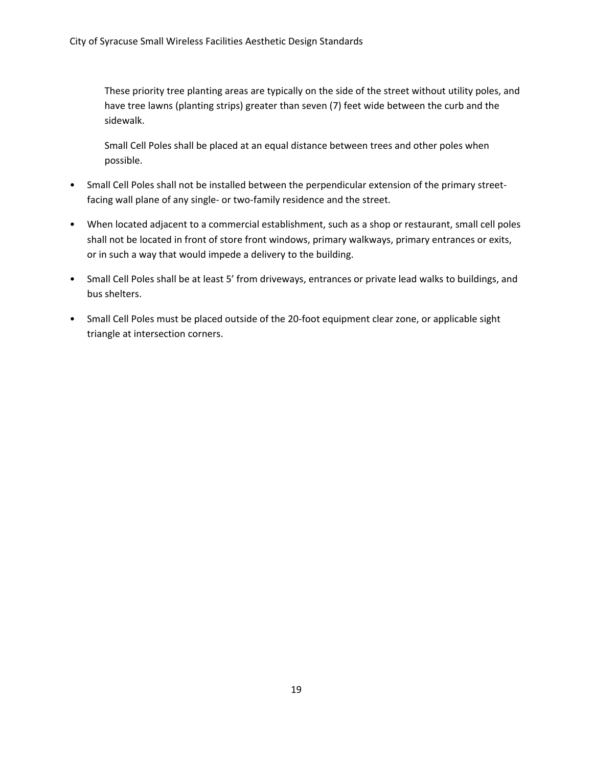These priority tree planting areas are typically on the side of the street without utility poles, and have tree lawns (planting strips) greater than seven (7) feet wide between the curb and the sidewalk.

Small Cell Poles shall be placed at an equal distance between trees and other poles when possible.

- Small Cell Poles shall not be installed between the perpendicular extension of the primary street-facing wall plane of any single- or two-family residence and the street.
- When located adjacent to a commercial establishment, such as a shop or restaurant, small cell poles shall not be located in front of store front windows, primary walkways, primary entrances or exits, or in such a way that would impede a delivery to the building.
- Small Cell Poles shall be at least 5' from driveways, entrances or private lead walks to buildings, and bus shelters.
- Small Cell Poles must be placed outside of the 20-foot equipment clear zone, or applicable sight triangle at intersection corners.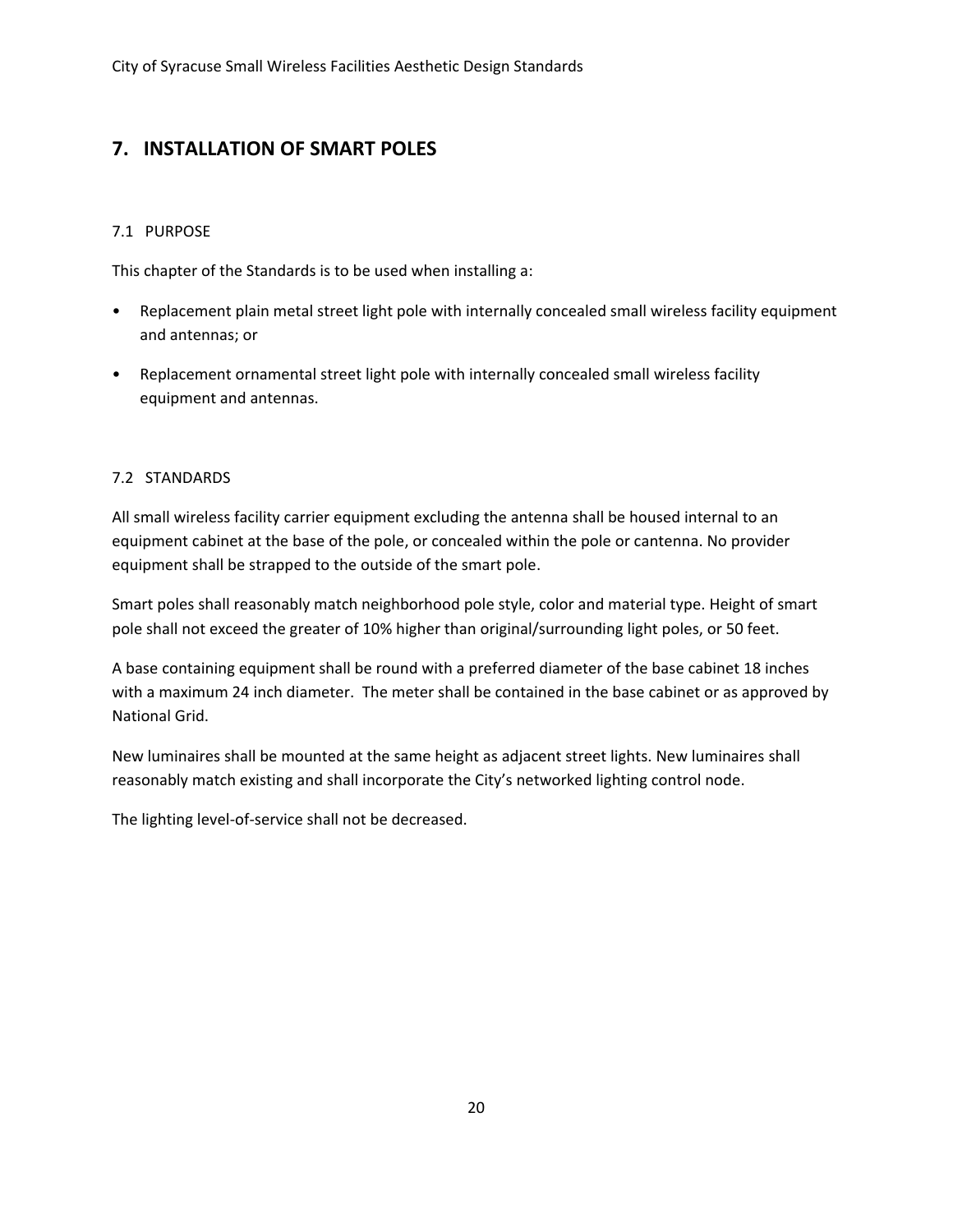## 7. INSTALLATION OF SMART POLES

### 7.1 PURPOSE

This chapter of the Standards is to be used when installing a:

- Replacement plain metal street light pole with internally concealed small wireless facility equipment and antennas; or
- Replacement ornamental street light pole with internally concealed small wireless facility equipment and antennas.

### 7.2 STANDARDS

All small wireless facility carrier equipment excluding the antenna shall be housed internal to an equipment cabinet at the base of the pole, or concealed within the pole or cantenna. No provider equipment shall be strapped to the outside of the smart pole.

Smart poles shall reasonably match neighborhood pole style, color and material type. Height of smart pole shall not exceed the greater of 10% higher than original/surrounding light poles, or 50 feet.

A base containing equipment shall be round with a preferred diameter of the base cabinet 18 inches with a maximum 24 inch diameter. The meter shall be contained in the base cabinet or as approved by National Grid.

New luminaires shall be mounted at the same height as adjacent street lights. New luminaires shall reasonably match existing and shall incorporate the City's networked lighting control node.

The lighting level-of-service shall not be decreased.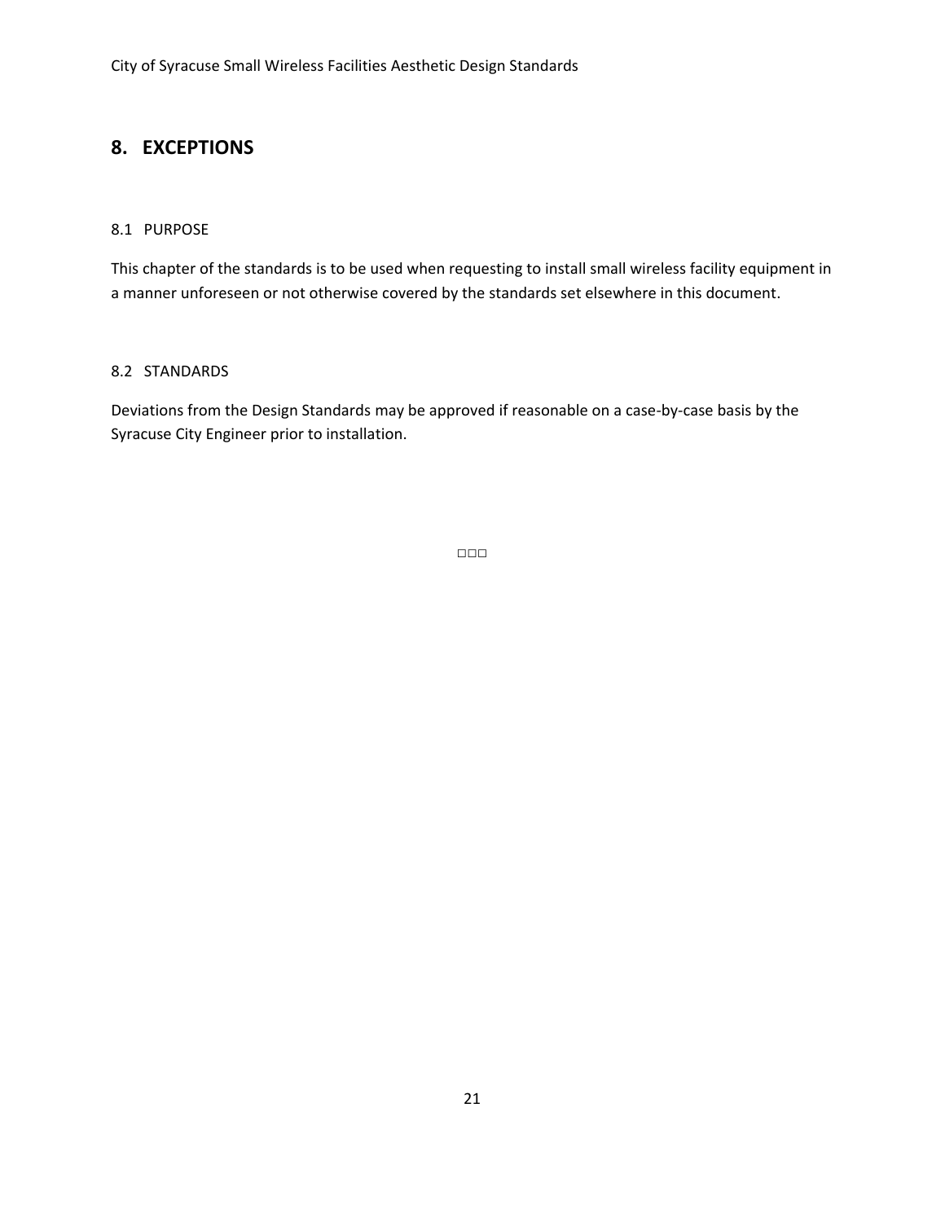## 8. EXCEPTIONS

### 8.1 PURPOSE

This chapter of the standards is to be used when requesting to install small wireless facility equipment in a manner unforeseen or not otherwise covered by the standards set elsewhere in this document.

### 8.2 STANDARDS

Deviations from the Design Standards may be approved if reasonable on a case-by-case basis by the Syracuse City Engineer prior to installation.

□□□